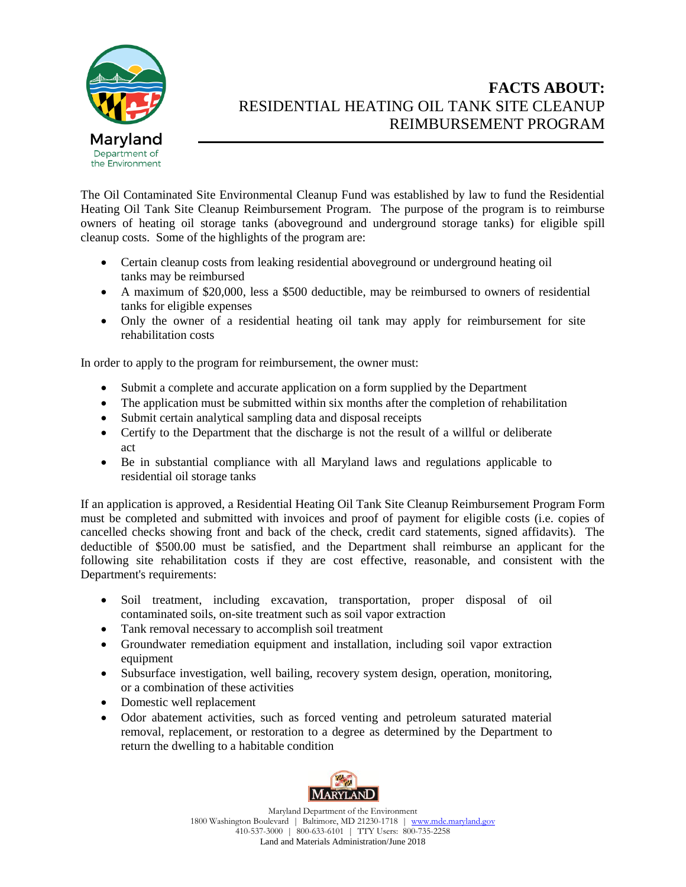Maryland Department of the Environment

# FACTS ABOUT:
## RESIDENTIAL HEATING OIL TANK SITE CLEANUP REIMBURSEMENT PROGRAM

The Oil Contaminated Site Environmental Cleanup Fund was established by law to fund the Residential Heating Oil Tank Site Cleanup Reimbursement Program. The purpose of the program is to reimburse owners of heating oil storage tanks (aboveground and underground storage tanks) for eligible spill cleanup costs. Some of the highlights of the program are:

- Certain cleanup costs from leaking residential aboveground or underground heating oil tanks may be reimbursed
- A maximum of $20,000, less a $500 deductible, may be reimbursed to owners of residential tanks for eligible expenses
- Only the owner of a residential heating oil tank may apply for reimbursement for site rehabilitation costs

In order to apply to the program for reimbursement, the owner must:

- Submit a complete and accurate application on a form supplied by the Department
- The application must be submitted within six months after the completion of rehabilitation
- Submit certain analytical sampling data and disposal receipts
- Certify to the Department that the discharge is not the result of a willful or deliberate act
- Be in substantial compliance with all Maryland laws and regulations applicable to residential oil storage tanks

If an application is approved, a Residential Heating Oil Tank Site Cleanup Reimbursement Program Form must be completed and submitted with invoices and proof of payment for eligible costs (i.e. copies of cancelled checks showing front and back of the check, credit card statements, signed affidavits). The deductible of $500.00 must be satisfied, and the Department shall reimburse an applicant for the following site rehabilitation costs if they are cost effective, reasonable, and consistent with the Department's requirements:

- Soil treatment, including excavation, transportation, proper disposal of oil contaminated soils, on-site treatment such as soil vapor extraction
- Tank removal necessary to accomplish soil treatment
- Groundwater remediation equipment and installation, including soil vapor extraction equipment
- Subsurface investigation, well bailing, recovery system design, operation, monitoring, or a combination of these activities
- Domestic well replacement
- Odor abatement activities, such as forced venting and petroleum saturated material removal, replacement, or restoration to a degree as determined by the Department to return the dwelling to a habitable condition

Maryland Department of the Environment
1800 Washington Boulevard | Baltimore, MD 21230-1718 | www.mde.maryland.gov
410-537-3000 | 800-633-6101 | TTY Users: 800-735-2258
Land and Materials Administration/June 2018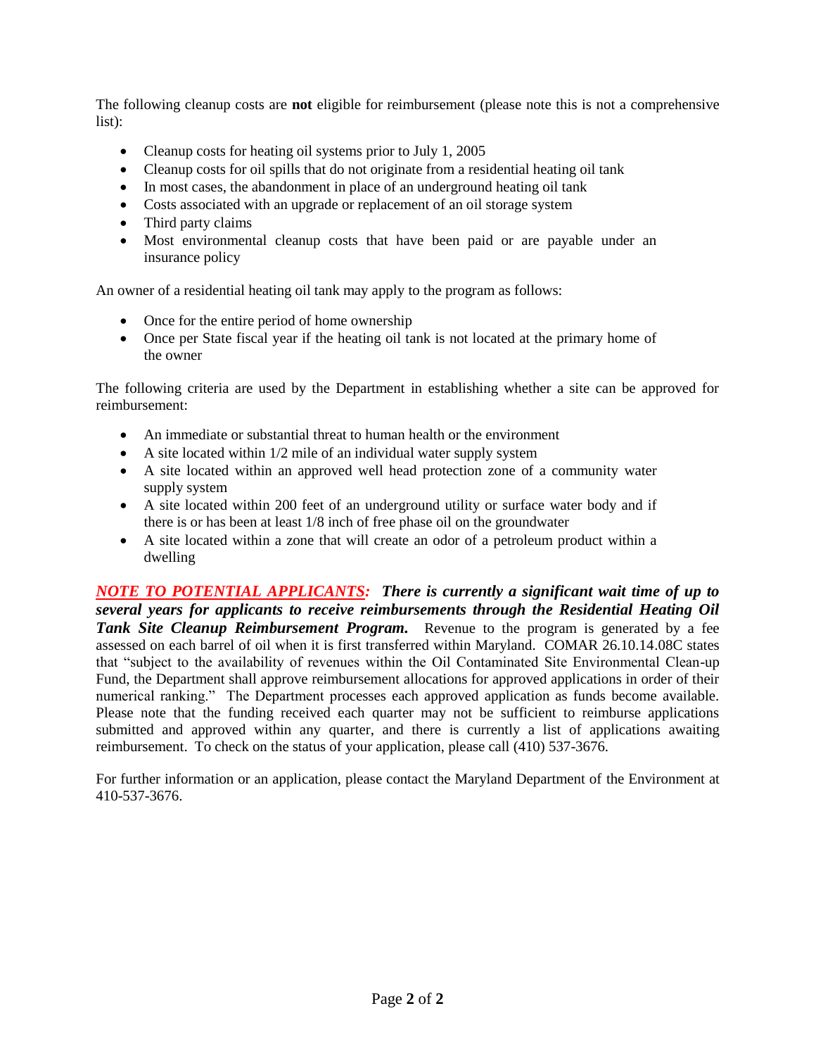The following cleanup costs are **not** eligible for reimbursement (please note this is not a comprehensive list):

- Cleanup costs for heating oil systems prior to July 1, 2005
- Cleanup costs for oil spills that do not originate from a residential heating oil tank
- In most cases, the abandonment in place of an underground heating oil tank
- Costs associated with an upgrade or replacement of an oil storage system
- Third party claims
- Most environmental cleanup costs that have been paid or are payable under an insurance policy

An owner of a residential heating oil tank may apply to the program as follows:

- Once for the entire period of home ownership
- Once per State fiscal year if the heating oil tank is not located at the primary home of the owner

The following criteria are used by the Department in establishing whether a site can be approved for reimbursement:

- An immediate or substantial threat to human health or the environment
- A site located within 1/2 mile of an individual water supply system
- A site located within an approved well head protection zone of a community water supply system
- A site located within 200 feet of an underground utility or surface water body and if there is or has been at least 1/8 inch of free phase oil on the groundwater
- A site located within a zone that will create an odor of a petroleum product within a dwelling

***NOTE TO POTENTIAL APPLICANTS:*** ***There is currently a significant wait time of up to several years for applicants to receive reimbursements through the Residential Heating Oil Tank Site Cleanup Reimbursement Program.*** Revenue to the program is generated by a fee assessed on each barrel of oil when it is first transferred within Maryland. COMAR 26.10.14.08C states that "subject to the availability of revenues within the Oil Contaminated Site Environmental Clean-up Fund, the Department shall approve reimbursement allocations for approved applications in order of their numerical ranking." The Department processes each approved application as funds become available. Please note that the funding received each quarter may not be sufficient to reimburse applications submitted and approved within any quarter, and there is currently a list of applications awaiting reimbursement. To check on the status of your application, please call (410) 537-3676.

For further information or an application, please contact the Maryland Department of the Environment at 410-537-3676.